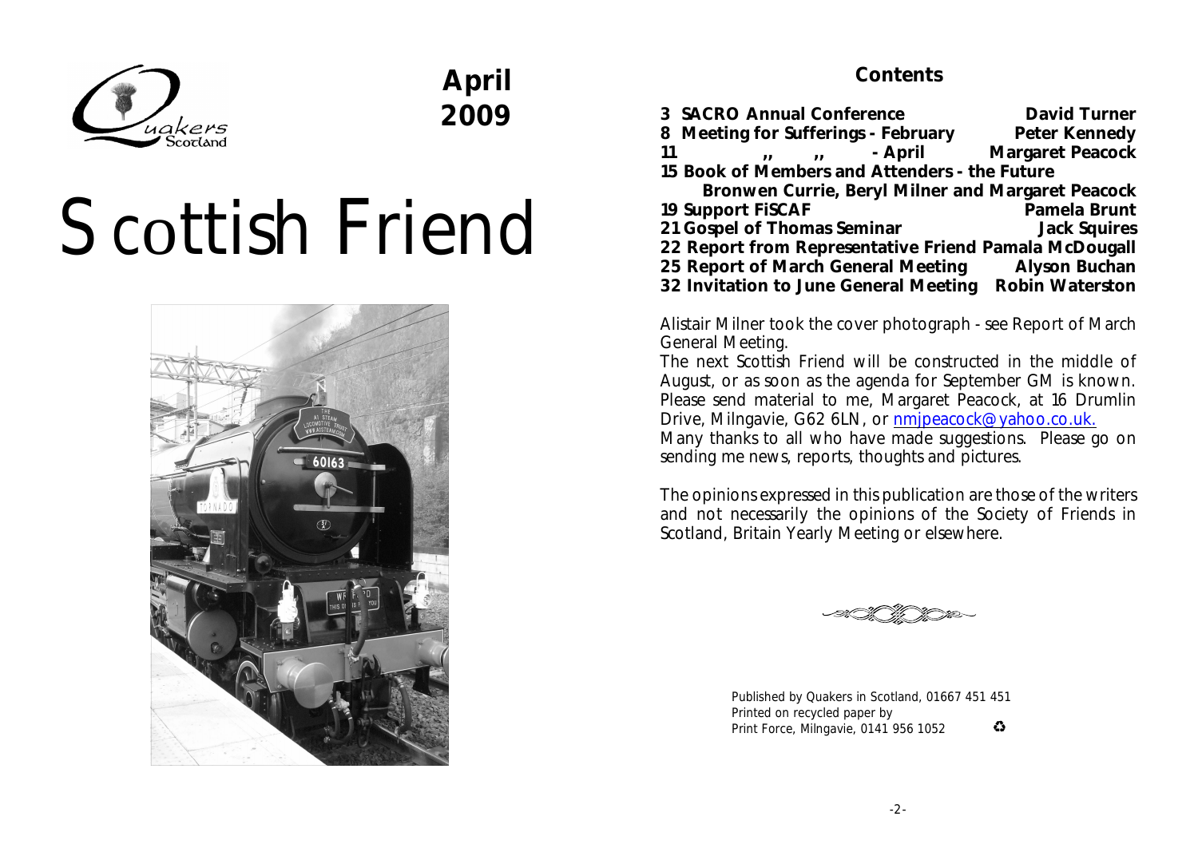Quakers Scotland

**April 2009**

# Scottish Friend

## Contents

3 **SACRO Annual Conference** — **David Turner**
8 **Meeting for Sufferings - February** — **Peter Kennedy**
11 **,, ,, - April** — **Margaret Peacock**
15 **Book of Members and Attenders - the Future** — **Bronwen Currie, Beryl Milner and Margaret Peacock**
19 **Support FiSCAF** — **Pamela Brunt**
21 **Gospel of Thomas Seminar** — **Jack Squires**
22 **Report from Representative Friend** — **Pamala McDougall**
25 **Report of March General Meeting** — **Alyson Buchan**
32 **Invitation to June General Meeting** — **Robin Waterston**

Alistair Milner took the cover photograph - see Report of March General Meeting.

The next Scottish Friend will be constructed in the middle of August, or as soon as the agenda for September GM is known. Please send material to me, Margaret Peacock, at 16 Drumlin Drive, Milngavie, G62 6LN, or nmjpeacock@yahoo.co.uk.

Many thanks to all who have made suggestions. Please go on sending me news, reports, thoughts and pictures.

The opinions expressed in this publication are those of the writers and not necessarily the opinions of the Society of Friends in Scotland, Britain Yearly Meeting or elsewhere.

Published by Quakers in Scotland, 01667 451 451
Printed on recycled paper by
Print Force, Milngavie, 0141 956 1052 ♻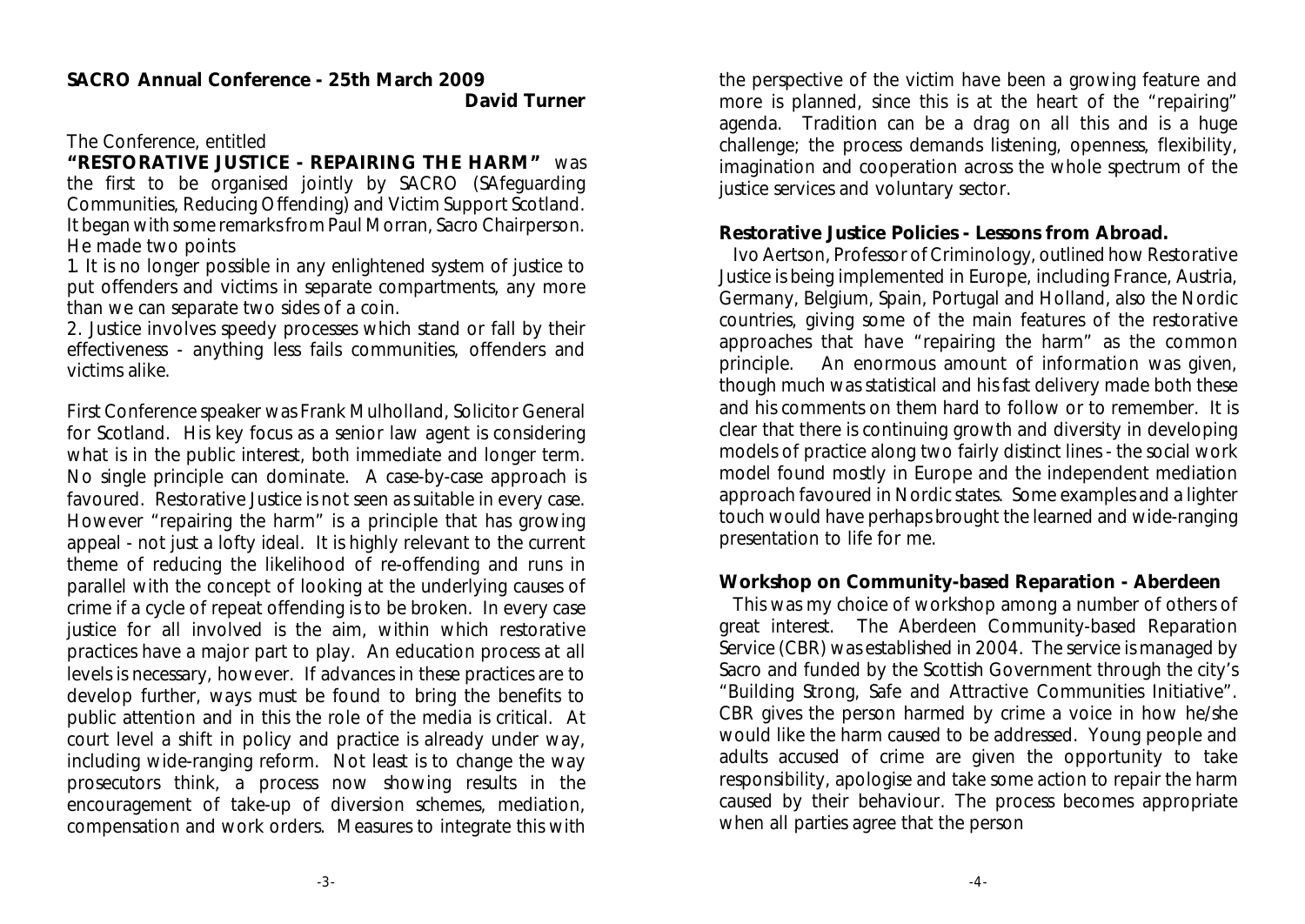**SACRO Annual Conference - 25th March 2009**

**David Turner**

The Conference, entitled **"RESTORATIVE JUSTICE - REPAIRING THE HARM"** was the first to be organised jointly by SACRO (SAfeguarding Communities, Reducing Offending) and Victim Support Scotland. It began with some remarks from Paul Morran, Sacro Chairperson. He made two points

1. It is no longer possible in any enlightened system of justice to put offenders and victims in separate compartments, any more than we can separate two sides of a coin.
2. Justice involves speedy processes which stand or fall by their effectiveness - anything less fails communities, offenders and victims alike.

First Conference speaker was Frank Mulholland, Solicitor General for Scotland. His key focus as a senior law agent is considering what is in the public interest, both immediate and longer term. No single principle can dominate. A case-by-case approach is favoured. Restorative Justice is not seen as suitable in every case. However "repairing the harm" is a principle that has growing appeal - not just a lofty ideal. It is highly relevant to the current theme of reducing the likelihood of re-offending and runs in parallel with the concept of looking at the underlying causes of crime if a cycle of repeat offending is to be broken. In every case justice for all involved is the aim, within which restorative practices have a major part to play. An education process at all levels is necessary, however. If advances in these practices are to develop further, ways must be found to bring the benefits to public attention and in this the role of the media is critical. At court level a shift in policy and practice is already under way, including wide-ranging reform. Not least is to change the way prosecutors think, a process now showing results in the encouragement of take-up of diversion schemes, mediation, compensation and work orders. Measures to integrate this with the perspective of the victim have been a growing feature and more is planned, since this is at the heart of the "repairing" agenda. Tradition can be a drag on all this and is a huge challenge; the process demands listening, openness, flexibility, imagination and cooperation across the whole spectrum of the justice services and voluntary sector.

**Restorative Justice Policies - Lessons from Abroad.**

Ivo Aertson, Professor of Criminology, outlined how Restorative Justice is being implemented in Europe, including France, Austria, Germany, Belgium, Spain, Portugal and Holland, also the Nordic countries, giving some of the main features of the restorative approaches that have "repairing the harm" as the common principle. An enormous amount of information was given, though much was statistical and his fast delivery made both these and his comments on them hard to follow or to remember. It is clear that there is continuing growth and diversity in developing models of practice along two fairly distinct lines - the social work model found mostly in Europe and the independent mediation approach favoured in Nordic states. Some examples and a lighter touch would have perhaps brought the learned and wide-ranging presentation to life for me.

**Workshop on Community-based Reparation - Aberdeen**

This was my choice of workshop among a number of others of great interest. The Aberdeen Community-based Reparation Service (CBR) was established in 2004. The service is managed by Sacro and funded by the Scottish Government through the city's "Building Strong, Safe and Attractive Communities Initiative". CBR gives the person harmed by crime a voice in how he/she would like the harm caused to be addressed. Young people and adults accused of crime are given the opportunity to take responsibility, apologise and take some action to repair the harm caused by their behaviour. The process becomes appropriate when all parties agree that the person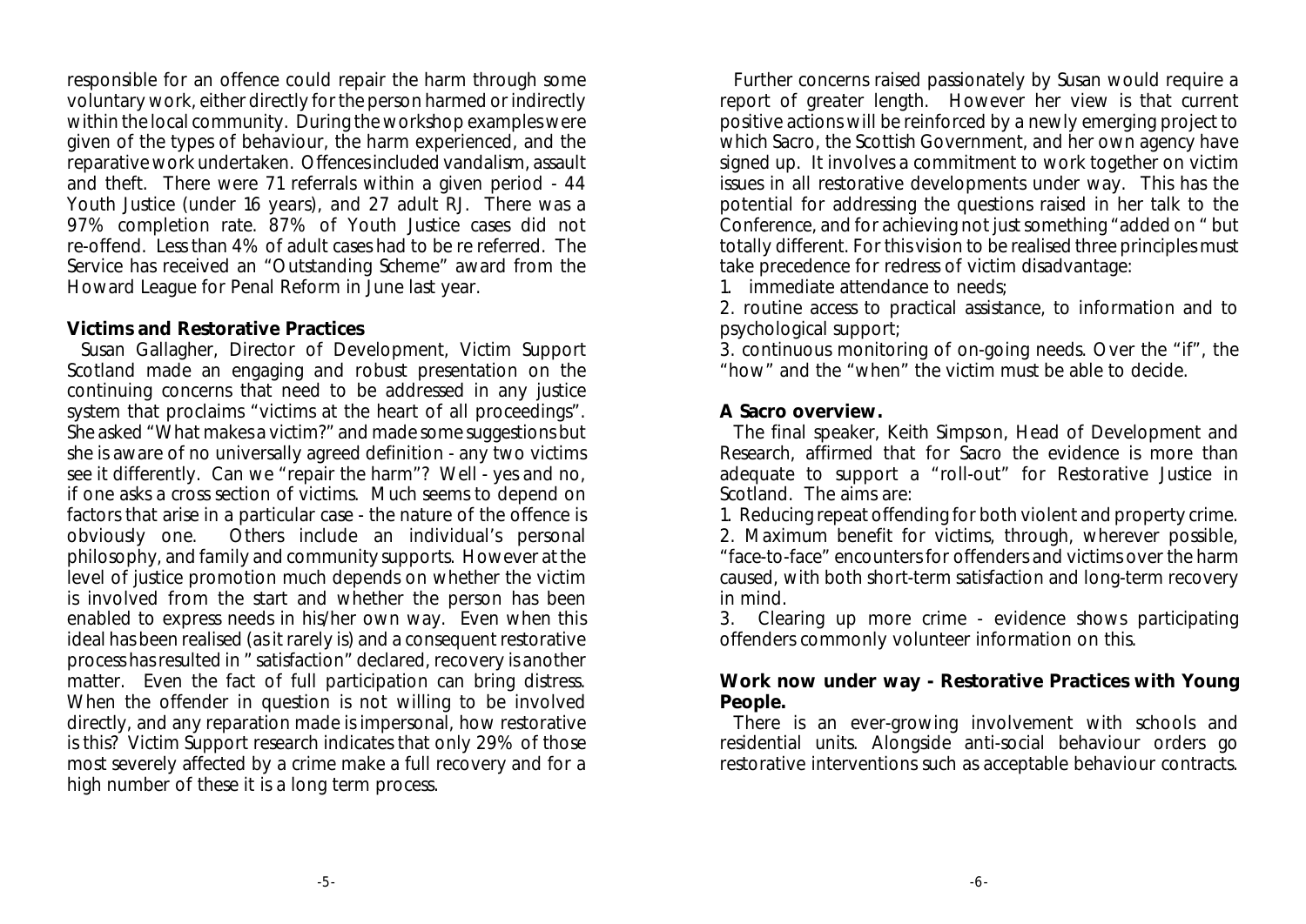responsible for an offence could repair the harm through some voluntary work, either directly for the person harmed or indirectly within the local community. During the workshop examples were given of the types of behaviour, the harm experienced, and the reparative work undertaken. Offences included vandalism, assault and theft. There were 71 referrals within a given period - 44 Youth Justice (under 16 years), and 27 adult RJ. There was a 97% completion rate. 87% of Youth Justice cases did not re-offend. Less than 4% of adult cases had to be re referred. The Service has received an "Outstanding Scheme" award from the Howard League for Penal Reform in June last year.

**Victims and Restorative Practices**

Susan Gallagher, Director of Development, Victim Support Scotland made an engaging and robust presentation on the continuing concerns that need to be addressed in any justice system that proclaims "victims at the heart of all proceedings". She asked "What makes a victim?" and made some suggestions but she is aware of no universally agreed definition - any two victims see it differently. Can we "repair the harm"? Well - yes and no, if one asks a cross section of victims. Much seems to depend on factors that arise in a particular case - the nature of the offence is obviously one. Others include an individual's personal philosophy, and family and community supports. However at the level of justice promotion much depends on whether the victim is involved from the start and whether the person has been enabled to express needs in his/her own way. Even when this ideal has been realised (as it rarely is) and a consequent restorative process has resulted in " satisfaction" declared, recovery is another matter. Even the fact of full participation can bring distress. When the offender in question is not willing to be involved directly, and any reparation made is impersonal, how restorative is this? Victim Support research indicates that only 29% of those most severely affected by a crime make a full recovery and for a high number of these it is a long term process.

Further concerns raised passionately by Susan would require a report of greater length. However her view is that current positive actions will be reinforced by a newly emerging project to which Sacro, the Scottish Government, and her own agency have signed up. It involves a commitment to work together on victim issues in all restorative developments under way. This has the potential for addressing the questions raised in her talk to the Conference, and for achieving not just something "added on " but totally different. For this vision to be realised three principles must take precedence for redress of victim disadvantage:

1. immediate attendance to needs;
2. routine access to practical assistance, to information and to psychological support;
3. continuous monitoring of on-going needs. Over the "if", the "how" and the "when" the victim must be able to decide.

**A Sacro overview.**

The final speaker, Keith Simpson, Head of Development and Research, affirmed that for Sacro the evidence is more than adequate to support a "roll-out" for Restorative Justice in Scotland. The aims are:

1. Reducing repeat offending for both violent and property crime.
2. Maximum benefit for victims, through, wherever possible, "face-to-face" encounters for offenders and victims over the harm caused, with both short-term satisfaction and long-term recovery in mind.
3. Clearing up more crime - evidence shows participating offenders commonly volunteer information on this.

**Work now under way - Restorative Practices with Young People.**

There is an ever-growing involvement with schools and residential units. Alongside anti-social behaviour orders go restorative interventions such as acceptable behaviour contracts.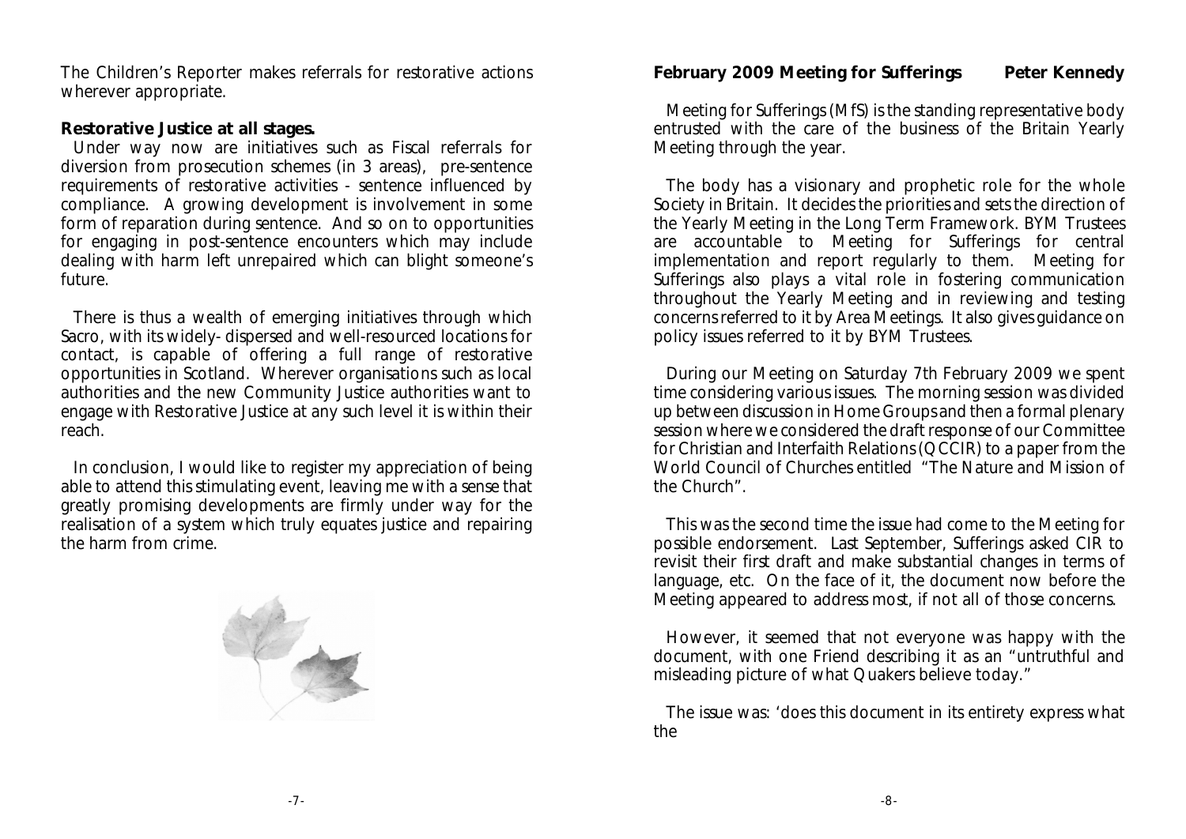The Children's Reporter makes referrals for restorative actions wherever appropriate.

**Restorative Justice at all stages.**

Under way now are initiatives such as Fiscal referrals for diversion from prosecution schemes (in 3 areas), pre-sentence requirements of restorative activities - sentence influenced by compliance. A growing development is involvement in some form of reparation during sentence. And so on to opportunities for engaging in post-sentence encounters which may include dealing with harm left unrepaired which can blight someone's future.

There is thus a wealth of emerging initiatives through which Sacro, with its widely- dispersed and well-resourced locations for contact, is capable of offering a full range of restorative opportunities in Scotland. Wherever organisations such as local authorities and the new Community Justice authorities want to engage with Restorative Justice at any such level it is within their reach.

In conclusion, I would like to register my appreciation of being able to attend this stimulating event, leaving me with a sense that greatly promising developments are firmly under way for the realisation of a system which truly equates justice and repairing the harm from crime.

## February 2009 Meeting for Sufferings — Peter Kennedy

Meeting for Sufferings (MfS) is the standing representative body entrusted with the care of the business of the Britain Yearly Meeting through the year.

The body has a visionary and prophetic role for the whole Society in Britain. It decides the priorities and sets the direction of the Yearly Meeting in the Long Term Framework. BYM Trustees are accountable to Meeting for Sufferings for central implementation and report regularly to them. Meeting for Sufferings also plays a vital role in fostering communication throughout the Yearly Meeting and in reviewing and testing concerns referred to it by Area Meetings. It also gives guidance on policy issues referred to it by BYM Trustees.

During our Meeting on Saturday 7th February 2009 we spent time considering various issues. The morning session was divided up between discussion in Home Groups and then a formal plenary session where we considered the draft response of our Committee for Christian and Interfaith Relations (QCCIR) to a paper from the World Council of Churches entitled "The Nature and Mission of the Church".

This was the second time the issue had come to the Meeting for possible endorsement. Last September, Sufferings asked CIR to revisit their first draft and make substantial changes in terms of language, etc. On the face of it, the document now before the Meeting appeared to address most, if not all of those concerns.

However, it seemed that not everyone was happy with the document, with one Friend describing it as an "untruthful and misleading picture of what Quakers believe today."

The issue was: 'does this document in its entirety express what the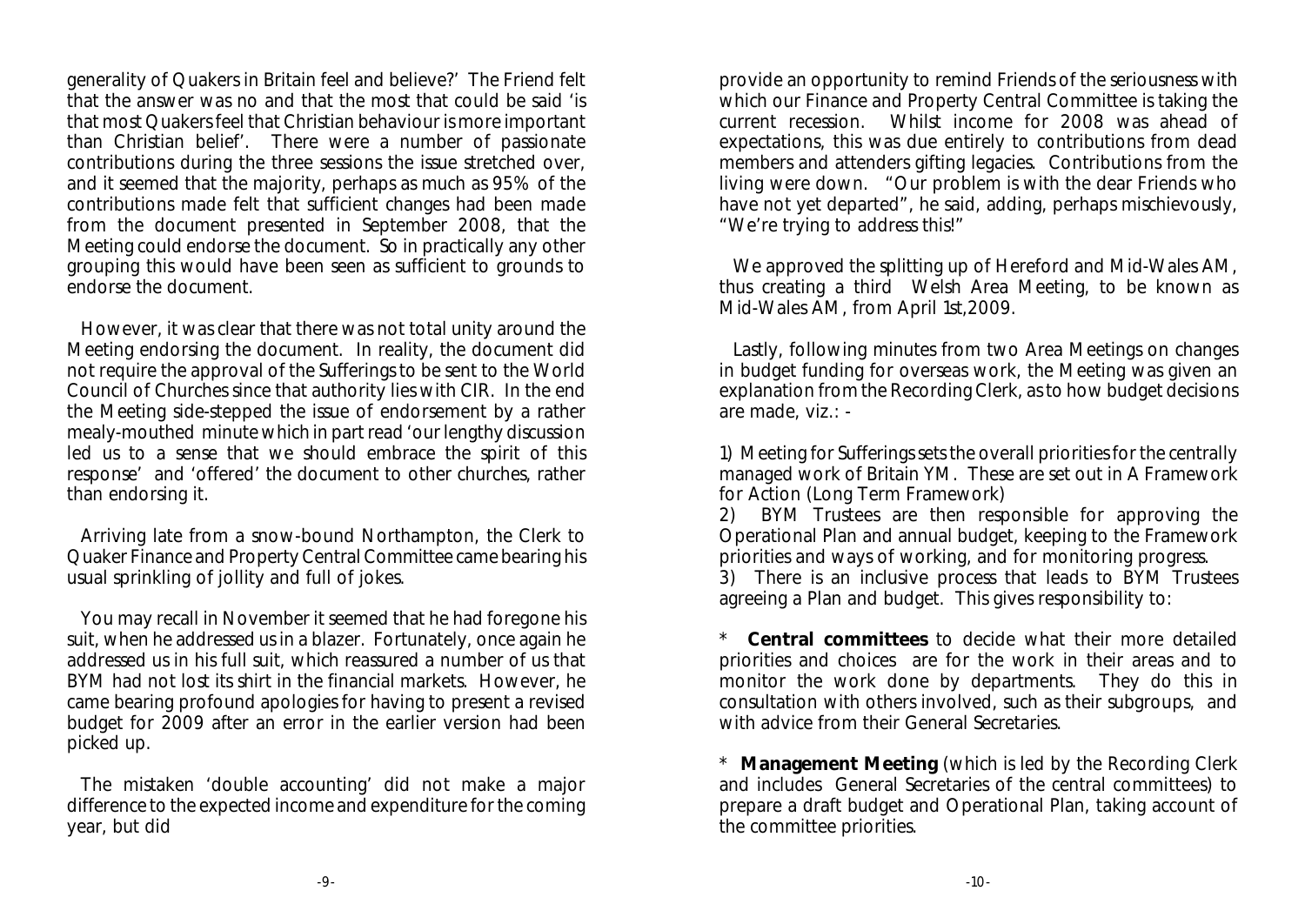generality of Quakers in Britain feel and believe?' The Friend felt that the answer was no and that the most that could be said 'is that most Quakers feel that Christian behaviour is more important than Christian belief'. There were a number of passionate contributions during the three sessions the issue stretched over, and it seemed that the majority, perhaps as much as 95% of the contributions made felt that sufficient changes had been made from the document presented in September 2008, that the Meeting could endorse the document. So in practically any other grouping this would have been seen as sufficient to grounds to endorse the document.

However, it was clear that there was not total unity around the Meeting endorsing the document. In reality, the document did not require the approval of the Sufferings to be sent to the World Council of Churches since that authority lies with CIR. In the end the Meeting side-stepped the issue of endorsement by a rather mealy-mouthed minute which in part read 'our lengthy discussion led us to a sense that we should embrace the spirit of this response' and 'offered' the document to other churches, rather than endorsing it.

Arriving late from a snow-bound Northampton, the Clerk to Quaker Finance and Property Central Committee came bearing his usual sprinkling of jollity and full of jokes.

You may recall in November it seemed that he had foregone his suit, when he addressed us in a blazer. Fortunately, once again he addressed us in his full suit, which reassured a number of us that BYM had not lost its shirt in the financial markets. However, he came bearing profound apologies for having to present a revised budget for 2009 after an error in the earlier version had been picked up.

The mistaken 'double accounting' did not make a major difference to the expected income and expenditure for the coming year, but did provide an opportunity to remind Friends of the seriousness with which our Finance and Property Central Committee is taking the current recession. Whilst income for 2008 was ahead of expectations, this was due entirely to contributions from dead members and attenders gifting legacies. Contributions from the living were down. "Our problem is with the dear Friends who have not yet departed", he said, adding, perhaps mischievously, "We're trying to address this!"

We approved the splitting up of Hereford and Mid-Wales AM, thus creating a third Welsh Area Meeting, to be known as Mid-Wales AM, from April 1st,2009.

Lastly, following minutes from two Area Meetings on changes in budget funding for overseas work, the Meeting was given an explanation from the Recording Clerk, as to how budget decisions are made, viz.: -

1) Meeting for Sufferings sets the overall priorities for the centrally managed work of Britain YM. These are set out in A Framework for Action (Long Term Framework)

2) BYM Trustees are then responsible for approving the Operational Plan and annual budget, keeping to the Framework priorities and ways of working, and for monitoring progress.

3) There is an inclusive process that leads to BYM Trustees agreeing a Plan and budget. This gives responsibility to:

* **Central committees** to decide what their more detailed priorities and choices are for the work in their areas and to monitor the work done by departments. They do this in consultation with others involved, such as their subgroups, and with advice from their General Secretaries.

* **Management Meeting** (which is led by the Recording Clerk and includes General Secretaries of the central committees) to prepare a draft budget and Operational Plan, taking account of the committee priorities.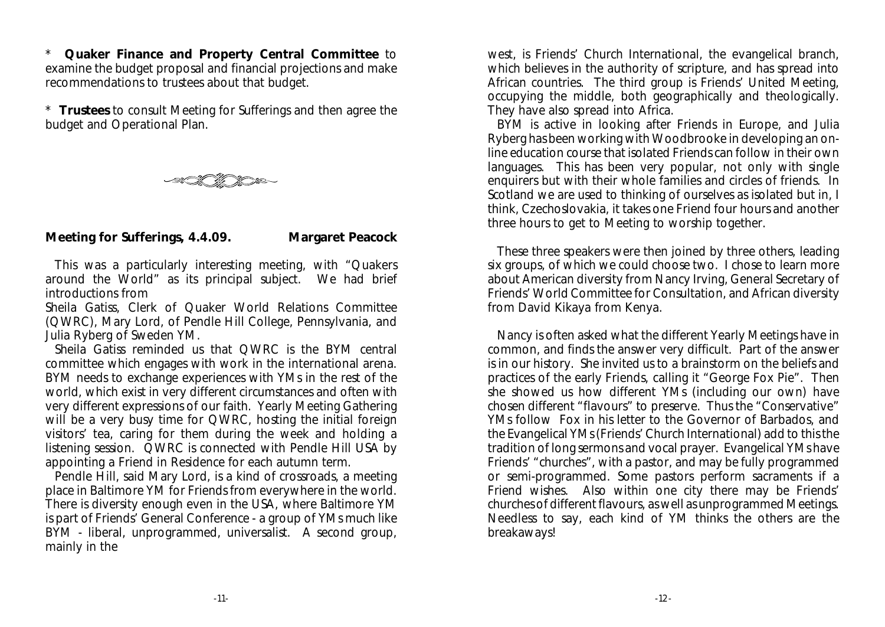\* **Quaker Finance and Property Central Committee** to examine the budget proposal and financial projections and make recommendations to trustees about that budget.

\* **Trustees** to consult Meeting for Sufferings and then agree the budget and Operational Plan.

**Meeting for Sufferings, 4.4.09.** **Margaret Peacock**

This was a particularly interesting meeting, with "Quakers around the World" as its principal subject. We had brief introductions from Sheila Gatiss, Clerk of Quaker World Relations Committee (QWRC), Mary Lord, of Pendle Hill College, Pennsylvania, and Julia Ryberg of Sweden YM.

Sheila Gatiss reminded us that QWRC is the BYM central committee which engages with work in the international arena. BYM needs to exchange experiences with YMs in the rest of the world, which exist in very different circumstances and often with very different expressions of our faith. Yearly Meeting Gathering will be a very busy time for QWRC, hosting the initial foreign visitors' tea, caring for them during the week and holding a listening session. QWRC is connected with Pendle Hill USA by appointing a Friend in Residence for each autumn term.

Pendle Hill, said Mary Lord, is a kind of crossroads, a meeting place in Baltimore YM for Friends from everywhere in the world. There is diversity enough even in the USA, where Baltimore YM is part of Friends' General Conference - a group of YMs much like BYM - liberal, unprogrammed, universalist. A second group, mainly in the west, is Friends' Church International, the evangelical branch, which believes in the authority of scripture, and has spread into African countries. The third group is Friends' United Meeting, occupying the middle, both geographically and theologically. They have also spread into Africa.

BYM is active in looking after Friends in Europe, and Julia Ryberg has been working with Woodbrooke in developing an on-line education course that isolated Friends can follow in their own languages. This has been very popular, not only with single enquirers but with their whole families and circles of friends. In Scotland we are used to thinking of ourselves as isolated but in, I think, Czechoslovakia, it takes one Friend four hours and another three hours to get to Meeting to worship together.

These three speakers were then joined by three others, leading six groups, of which we could choose two. I chose to learn more about American diversity from Nancy Irving, General Secretary of Friends' World Committee for Consultation, and African diversity from David Kikaya from Kenya.

Nancy is often asked what the different Yearly Meetings have in common, and finds the answer very difficult. Part of the answer is in our history. She invited us to a brainstorm on the beliefs and practices of the early Friends, calling it "George Fox Pie". Then she showed us how different YMs (including our own) have chosen different "flavours" to preserve. Thus the "Conservative" YMs follow Fox in his letter to the Governor of Barbados, and the Evangelical YMs (Friends' Church International) add to this the tradition of long sermons and vocal prayer. Evangelical YMs have Friends' "churches", with a pastor, and may be fully programmed or semi-programmed. Some pastors perform sacraments if a Friend wishes. Also within one city there may be Friends' churches of different flavours, as well as unprogrammed Meetings. Needless to say, each kind of YM thinks the others are the breakaways!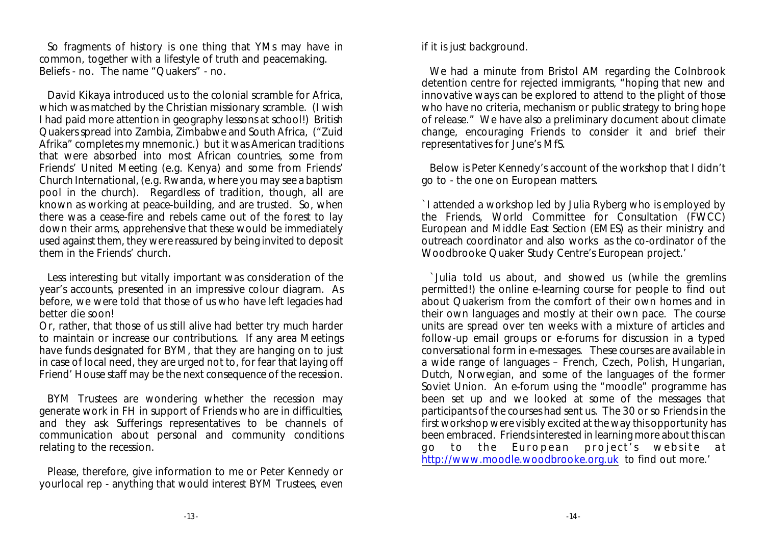So fragments of history is one thing that YMs may have in common, together with a lifestyle of truth and peacemaking. Beliefs - no. The name "Quakers" - no.

David Kikaya introduced us to the colonial scramble for Africa, which was matched by the Christian missionary scramble. (I wish I had paid more attention in geography lessons at school!) British Quakers spread into Zambia, Zimbabwe and South Africa, ("Zuid Afrika" completes my mnemonic.) but it was American traditions that were absorbed into most African countries, some from Friends' United Meeting (e.g. Kenya) and some from Friends' Church International, (e.g. Rwanda, where you may see a baptism pool in the church). Regardless of tradition, though, all are known as working at peace-building, and are trusted. So, when there was a cease-fire and rebels came out of the forest to lay down their arms, apprehensive that these would be immediately used against them, they were reassured by being invited to deposit them in the Friends' church.

Less interesting but vitally important was consideration of the year's accounts, presented in an impressive colour diagram. As before, we were told that those of us who have left legacies had better die soon!
Or, rather, that those of us still alive had better try much harder to maintain or increase our contributions. If any area Meetings have funds designated for BYM, that they are hanging on to just in case of local need, they are urged not to, for fear that laying off Friend' House staff may be the next consequence of the recession.

BYM Trustees are wondering whether the recession may generate work in FH in support of Friends who are in difficulties, and they ask Sufferings representatives to be channels of communication about personal and community conditions relating to the recession.

Please, therefore, give information to me or Peter Kennedy or yourlocal rep - anything that would interest BYM Trustees, even if it is just background.

We had a minute from Bristol AM regarding the Colnbrook detention centre for rejected immigrants, "hoping that new and innovative ways can be explored to attend to the plight of those who have no criteria, mechanism or public strategy to bring hope of release." We have also a preliminary document about climate change, encouraging Friends to consider it and brief their representatives for June's MfS.

Below is Peter Kennedy's account of the workshop that I didn't go to - the one on European matters.

`I attended a workshop led by Julia Ryberg who is employed by the Friends, World Committee for Consultation (FWCC) European and Middle East Section (EMES) as their ministry and outreach coordinator and also works as the co-ordinator of the Woodbrooke Quaker Study Centre's European project.'

`Julia told us about, and showed us (while the gremlins permitted!) the online e-learning course for people to find out about Quakerism from the comfort of their own homes and in their own languages and mostly at their own pace. The course units are spread over ten weeks with a mixture of articles and follow-up email groups or e-forums for discussion in a typed conversational form in e-messages. These courses are available in a wide range of languages – French, Czech, Polish, Hungarian, Dutch, Norwegian, and some of the languages of the former Soviet Union. An e-forum using the "moodle" programme has been set up and we looked at some of the messages that participants of the courses had sent us. The 30 or so Friends in the first workshop were visibly excited at the way this opportunity has been embraced. Friends interested in learning more about this can go to the European project's website at http://www.moodle.woodbrooke.org.uk to find out more.'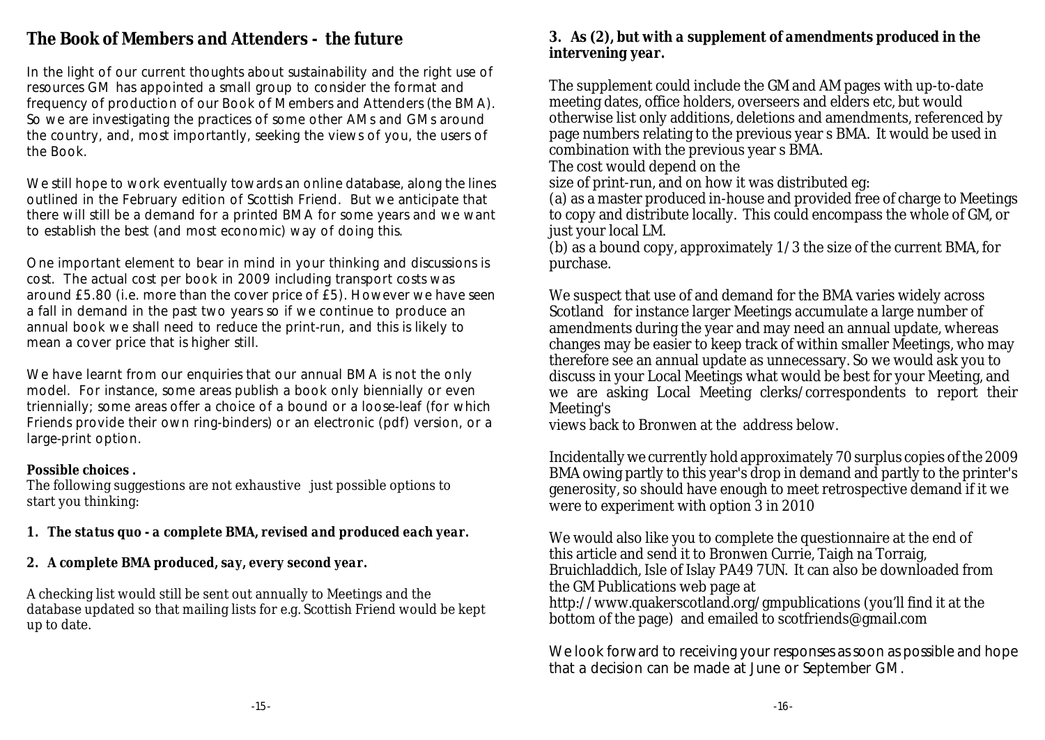## The Book of Members and Attenders - the future

In the light of our current thoughts about sustainability and the right use of resources GM has appointed a small group to consider the format and frequency of production of our Book of Members and Attenders (the BMA). So we are investigating the practices of some other AMs and GMs around the country, and, most importantly, seeking the views of you, the users of the Book.

We still hope to work eventually towards an online database, along the lines outlined in the February edition of Scottish Friend. But we anticipate that there will still be a demand for a printed BMA for some years and we want to establish the best (and most economic) way of doing this.

One important element to bear in mind in your thinking and discussions is cost. The actual cost per book in 2009 including transport costs was around £5.80 (i.e. more than the cover price of £5). However we have seen a fall in demand in the past two years so if we continue to produce an annual book we shall need to reduce the print-run, and this is likely to mean a cover price that is higher still.

We have learnt from our enquiries that our annual BMA is not the only model. For instance, some areas publish a book only biennially or even triennially; some areas offer a choice of a bound or a loose-leaf (for which Friends provide their own ring-binders) or an electronic (pdf) version, or a large-print option.

**Possible choices .**

The following suggestions are not exhaustive just possible options to start you thinking:

**1. *The status quo - a complete BMA, revised and produced each year.***

**2. *A complete BMA produced, say, every second year.***

A checking list would still be sent out annually to Meetings and the database updated so that mailing lists for e.g. Scottish Friend would be kept up to date.

**3. *As (2), but with a supplement of amendments produced in the intervening year.***

The supplement could include the GM and AM pages with up-to-date meeting dates, office holders, overseers and elders etc, but would otherwise list only additions, deletions and amendments, referenced by page numbers relating to the previous year s BMA. It would be used in combination with the previous year s BMA.

The cost would depend on the size of print-run, and on how it was distributed eg:

(a) as a master produced in-house and provided free of charge to Meetings to copy and distribute locally. This could encompass the whole of GM, or just your local LM.

(b) as a bound copy, approximately 1/3 the size of the current BMA, for purchase.

We suspect that use of and demand for the BMA varies widely across Scotland for instance larger Meetings accumulate a large number of amendments during the year and may need an annual update, whereas changes may be easier to keep track of within smaller Meetings, who may therefore see an annual update as unnecessary. So we would ask you to discuss in your Local Meetings what would be best for your Meeting, and we are asking Local Meeting clerks/correspondents to report their Meeting's views back to Bronwen at the address below.

Incidentally we currently hold approximately 70 surplus copies of the 2009 BMA owing partly to this year's drop in demand and partly to the printer's generosity, so should have enough to meet retrospective demand if it we were to experiment with option 3 in 2010

We would also like you to complete the questionnaire at the end of this article and send it to Bronwen Currie, Taigh na Torraig, Bruichladdich, Isle of Islay PA49 7UN. It can also be downloaded from the GM Publications web page at http://www.quakerscotland.org/gmpublications (you'll find it at the bottom of the page) and emailed to scotfriends@gmail.com

We look forward to receiving your responses as soon as possible and hope that a decision can be made at June or September GM.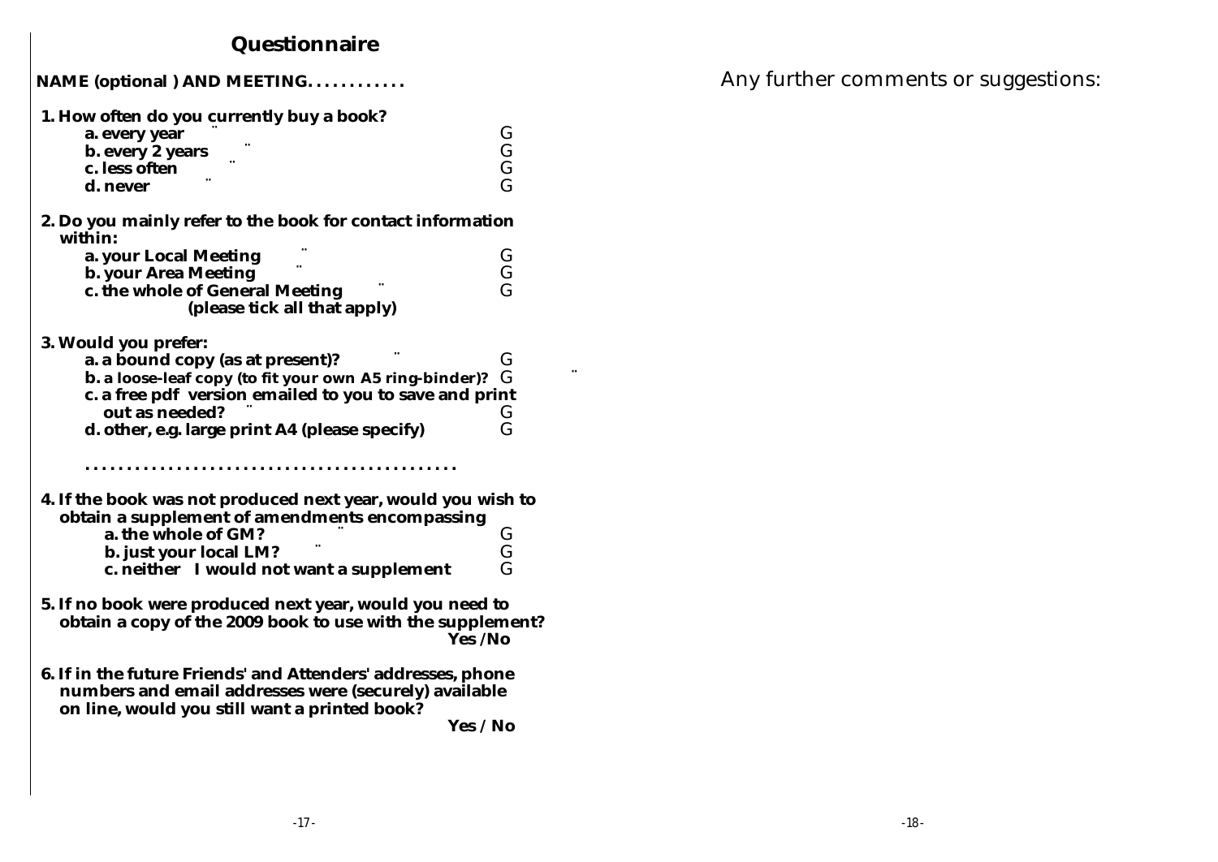# Questionnaire

**NAME (optional ) AND MEETING. . . . . . . . . . .**

**1. How often do you currently buy a book?**

- **a. every year** G
- **b. every 2 years** G
- **c. less often** G
- **d. never** G

**2. Do you mainly refer to the book for contact information within:**

- **a. your Local Meeting** G
- **b. your Area Meeting** G
- **c. the whole of General Meeting** G

**(please tick all that apply)**

**3. Would you prefer:**

- **a. a bound copy (as at present)?** G
- **b. a loose-leaf copy (to fit your own A5 ring-binder)?** G
- **c. a free pdf version emailed to you to save and print out as needed?** G
- **d. other, e.g. large print A4 (please specify)** G

**. . . . . . . . . . . . . . . . . . . . . . . . . . . . . . . . . . . . . . . . . .**

**4. If the book was not produced next year, would you wish to obtain a supplement of amendments encompassing**

- **a. the whole of GM?** G
- **b. just your local LM?** G
- **c. neither I would not want a supplement** G

**5. If no book were produced next year, would you need to obtain a copy of the 2009 book to use with the supplement?**

**Yes /No**

**6. If in the future Friends' and Attenders' addresses, phone numbers and email addresses were (securely) available on line, would you still want a printed book?**

**Yes / No**

Any further comments or suggestions: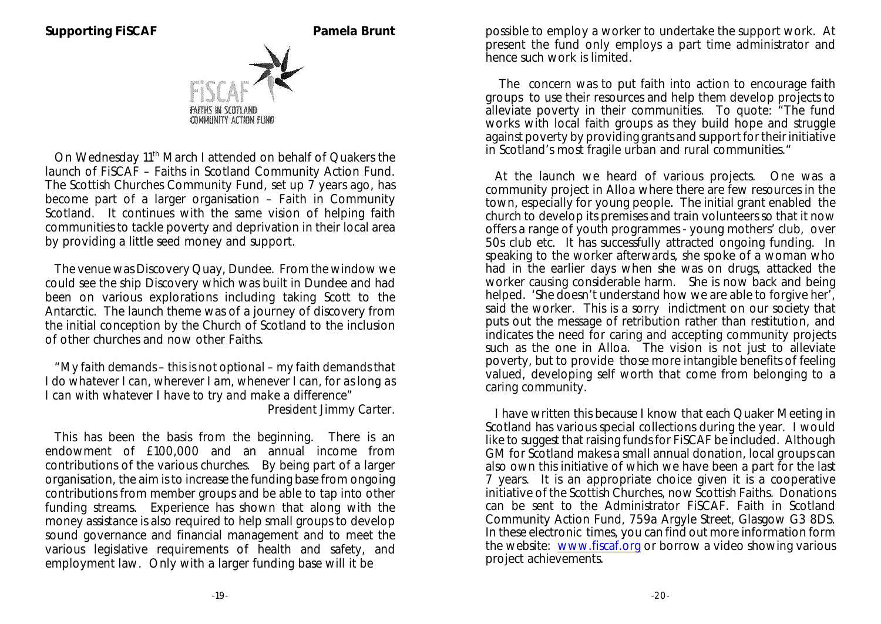## Supporting FiSCAF

**Pamela Brunt**

On Wednesday 11th March I attended on behalf of Quakers the launch of FiSCAF – Faiths in Scotland Community Action Fund. The Scottish Churches Community Fund, set up 7 years ago, has become part of a larger organisation – Faith in Community Scotland. It continues with the same vision of helping faith communities to tackle poverty and deprivation in their local area by providing a little seed money and support.

The venue was Discovery Quay, Dundee. From the window we could see the ship Discovery which was built in Dundee and had been on various explorations including taking Scott to the Antarctic. The launch theme was of a journey of discovery from the initial conception by the Church of Scotland to the inclusion of other churches and now other Faiths.

*"My faith demands – this is not optional – my faith demands that I do whatever I can, wherever I am, whenever I can, for as long as I can with whatever I have to try and make a difference"*
*President Jimmy Carter.*

This has been the basis from the beginning. There is an endowment of £100,000 and an annual income from contributions of the various churches. By being part of a larger organisation, the aim is to increase the funding base from ongoing contributions from member groups and be able to tap into other funding streams. Experience has shown that along with the money assistance is also required to help small groups to develop sound governance and financial management and to meet the various legislative requirements of health and safety, and employment law. Only with a larger funding base will it be possible to employ a worker to undertake the support work. At present the fund only employs a part time administrator and hence such work is limited.

The concern was to put faith into action to encourage faith groups to use their resources and help them develop projects to alleviate poverty in their communities. To quote: "The fund works with local faith groups as they build hope and struggle against poverty by providing grants and support for their initiative in Scotland's most fragile urban and rural communities."

At the launch we heard of various projects. One was a community project in Alloa where there are few resources in the town, especially for young people. The initial grant enabled the church to develop its premises and train volunteers so that it now offers a range of youth programmes - young mothers' club, over 50s club etc. It has successfully attracted ongoing funding. In speaking to the worker afterwards, she spoke of a woman who had in the earlier days when she was on drugs, attacked the worker causing considerable harm. She is now back and being helped. 'She doesn't understand how we are able to forgive her', said the worker. This is a sorry indictment on our society that puts out the message of retribution rather than restitution, and indicates the need for caring and accepting community projects such as the one in Alloa. The vision is not just to alleviate poverty, but to provide those more intangible benefits of feeling valued, developing self worth that come from belonging to a caring community.

I have written this because I know that each Quaker Meeting in Scotland has various special collections during the year. I would like to suggest that raising funds for FiSCAF be included. Although GM for Scotland makes a small annual donation, local groups can also own this initiative of which we have been a part for the last 7 years. It is an appropriate choice given it is a cooperative initiative of the Scottish Churches, now Scottish Faiths. Donations can be sent to the Administrator FiSCAF. Faith in Scotland Community Action Fund, 759a Argyle Street, Glasgow G3 8DS. In these electronic times, you can find out more information form the website: www.fiscaf.org or borrow a video showing various project achievements.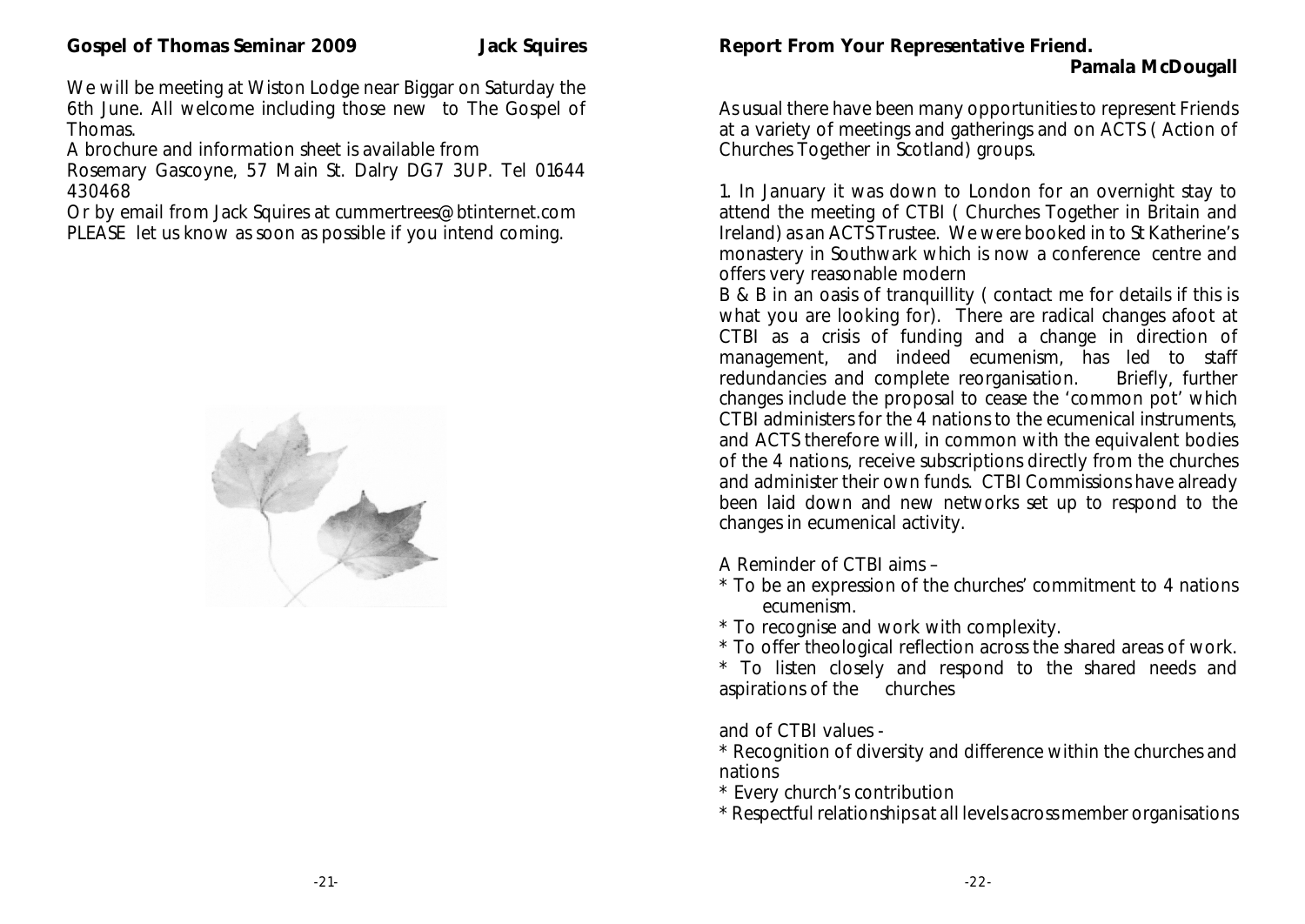## Gospel of Thomas Seminar 2009 — Jack Squires

We will be meeting at Wiston Lodge near Biggar on Saturday the 6th June. All welcome including those new to The Gospel of Thomas.

A brochure and information sheet is available from
Rosemary Gascoyne, 57 Main St. Dalry DG7 3UP. Tel 01644 430468
Or by email from Jack Squires at cummertrees@btinternet.com
PLEASE let us know as soon as possible if you intend coming.

## Report From Your Representative Friend.

**Pamala McDougall**

As usual there have been many opportunities to represent Friends at a variety of meetings and gatherings and on ACTS ( Action of Churches Together in Scotland) groups.

1. In January it was down to London for an overnight stay to attend the meeting of CTBI ( Churches Together in Britain and Ireland) as an ACTS Trustee. We were booked in to St Katherine's monastery in Southwark which is now a conference centre and offers very reasonable modern
B & B in an oasis of tranquillity ( contact me for details if this is what you are looking for). There are radical changes afoot at CTBI as a crisis of funding and a change in direction of management, and indeed ecumenism, has led to staff redundancies and complete reorganisation. Briefly, further changes include the proposal to cease the 'common pot' which CTBI administers for the 4 nations to the ecumenical instruments, and ACTS therefore will, in common with the equivalent bodies of the 4 nations, receive subscriptions directly from the churches and administer their own funds. CTBI Commissions have already been laid down and new networks set up to respond to the changes in ecumenical activity.

A Reminder of CTBI aims –

* To be an expression of the churches' commitment to 4 nations ecumenism.
* To recognise and work with complexity.
* To offer theological reflection across the shared areas of work.
* To listen closely and respond to the shared needs and aspirations of the churches

and of CTBI values -

* Recognition of diversity and difference within the churches and nations
* Every church's contribution
* Respectful relationships at all levels across member organisations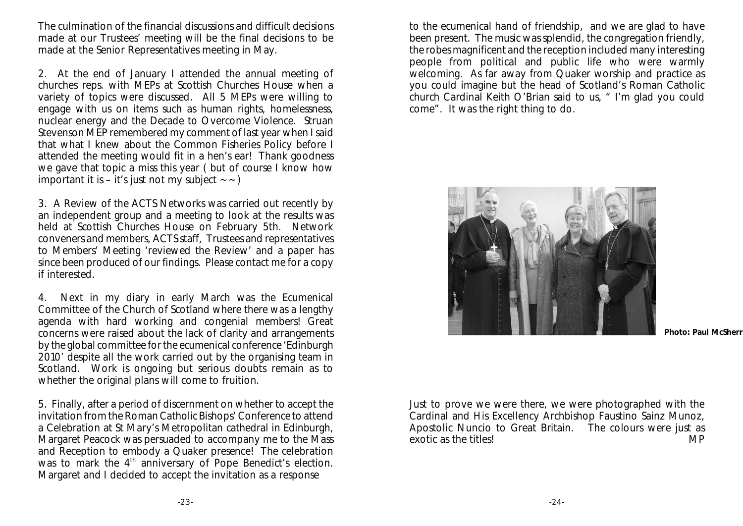The culmination of the financial discussions and difficult decisions made at our Trustees' meeting will be the final decisions to be made at the Senior Representatives meeting in May.

2. At the end of January I attended the annual meeting of churches reps. with MEPs at Scottish Churches House when a variety of topics were discussed. All 5 MEPs were willing to engage with us on items such as human rights, homelessness, nuclear energy and the Decade to Overcome Violence. Struan Stevenson MEP remembered my comment of last year when I said that what I knew about the Common Fisheries Policy before I attended the meeting would fit in a hen's ear! Thank goodness we gave that topic a miss this year ( but of course I know how important it is – it's just not my subject ~~)

3. A Review of the ACTS Networks was carried out recently by an independent group and a meeting to look at the results was held at Scottish Churches House on February 5th. Network conveners and members, ACTS staff, Trustees and representatives to Members' Meeting 'reviewed the Review' and a paper has since been produced of our findings. Please contact me for a copy if interested.

4. Next in my diary in early March was the Ecumenical Committee of the Church of Scotland where there was a lengthy agenda with hard working and congenial members! Great concerns were raised about the lack of clarity and arrangements by the global committee for the ecumenical conference 'Edinburgh 2010' despite all the work carried out by the organising team in Scotland. Work is ongoing but serious doubts remain as to whether the original plans will come to fruition.

5. Finally, after a period of discernment on whether to accept the invitation from the Roman Catholic Bishops' Conference to attend a Celebration at St Mary's Metropolitan cathedral in Edinburgh, Margaret Peacock was persuaded to accompany me to the Mass and Reception to embody a Quaker presence! The celebration was to mark the 4th anniversary of Pope Benedict's election. Margaret and I decided to accept the invitation as a response to the ecumenical hand of friendship, and we are glad to have been present. The music was splendid, the congregation friendly, the robes magnificent and the reception included many interesting people from political and public life who were warmly welcoming. As far away from Quaker worship and practice as you could imagine but the head of Scotland's Roman Catholic church Cardinal Keith O'Brian said to us, "I'm glad you could come". It was the right thing to do.

**Photo: Paul McSherr**

Just to prove we were there, we were photographed with the Cardinal and His Excellency Archbishop Faustino Sainz Munoz, Apostolic Nuncio to Great Britain. The colours were just as exotic as the titles! MP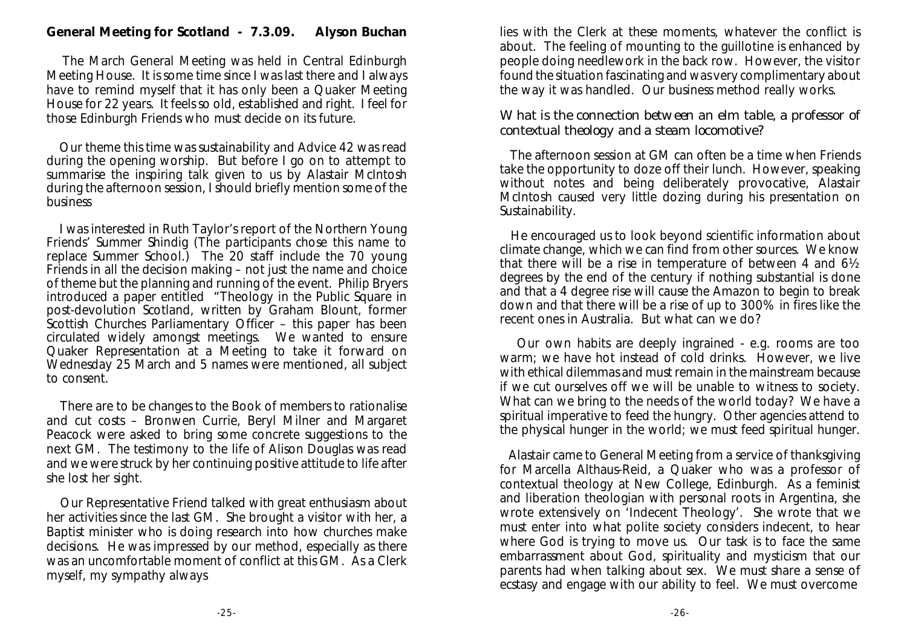**General Meeting for Scotland - 7.3.09. Alyson Buchan**

The March General Meeting was held in Central Edinburgh Meeting House. It is some time since I was last there and I always have to remind myself that it has only been a Quaker Meeting House for 22 years. It feels so old, established and right. I feel for those Edinburgh Friends who must decide on its future.

Our theme this time was sustainability and Advice 42 was read during the opening worship. But before I go on to attempt to summarise the inspiring talk given to us by Alastair McIntosh during the afternoon session, I should briefly mention some of the business

I was interested in Ruth Taylor's report of the Northern Young Friends' Summer Shindig (The participants chose this name to replace Summer School.) The 20 staff include the 70 young Friends in all the decision making – not just the name and choice of theme but the planning and running of the event. Philip Bryers introduced a paper entitled "Theology in the Public Square in post-devolution Scotland, written by Graham Blount, former Scottish Churches Parliamentary Officer – this paper has been circulated widely amongst meetings. We wanted to ensure Quaker Representation at a Meeting to take it forward on Wednesday 25 March and 5 names were mentioned, all subject to consent.

There are to be changes to the Book of members to rationalise and cut costs – Bronwen Currie, Beryl Milner and Margaret Peacock were asked to bring some concrete suggestions to the next GM. The testimony to the life of Alison Douglas was read and we were struck by her continuing positive attitude to life after she lost her sight.

Our Representative Friend talked with great enthusiasm about her activities since the last GM. She brought a visitor with her, a Baptist minister who is doing research into how churches make decisions. He was impressed by our method, especially as there was an uncomfortable moment of conflict at this GM. As a Clerk myself, my sympathy always lies with the Clerk at these moments, whatever the conflict is about. The feeling of mounting to the guillotine is enhanced by people doing needlework in the back row. However, the visitor found the situation fascinating and was very complimentary about the way it was handled. Our business method really works.

### What is the connection between an elm table, a professor of contextual theology and a steam locomotive?

The afternoon session at GM can often be a time when Friends take the opportunity to doze off their lunch. However, speaking without notes and being deliberately provocative, Alastair McIntosh caused very little dozing during his presentation on Sustainability.

He encouraged us to look beyond scientific information about climate change, which we can find from other sources. We know that there will be a rise in temperature of between 4 and 6½ degrees by the end of the century if nothing substantial is done and that a 4 degree rise will cause the Amazon to begin to break down and that there will be a rise of up to 300% in fires like the recent ones in Australia. But what can we do?

Our own habits are deeply ingrained - e.g. rooms are too warm; we have hot instead of cold drinks. However, we live with ethical dilemmas and must remain in the mainstream because if we cut ourselves off we will be unable to witness to society. What can we bring to the needs of the world today? We have a spiritual imperative to feed the hungry. Other agencies attend to the physical hunger in the world; we must feed spiritual hunger.

Alastair came to General Meeting from a service of thanksgiving for Marcella Althaus-Reid, a Quaker who was a professor of contextual theology at New College, Edinburgh. As a feminist and liberation theologian with personal roots in Argentina, she wrote extensively on 'Indecent Theology'. She wrote that we must enter into what polite society considers indecent, to hear where God is trying to move us. Our task is to face the same embarrassment about God, spirituality and mysticism that our parents had when talking about sex. We must share a sense of ecstasy and engage with our ability to feel. We must overcome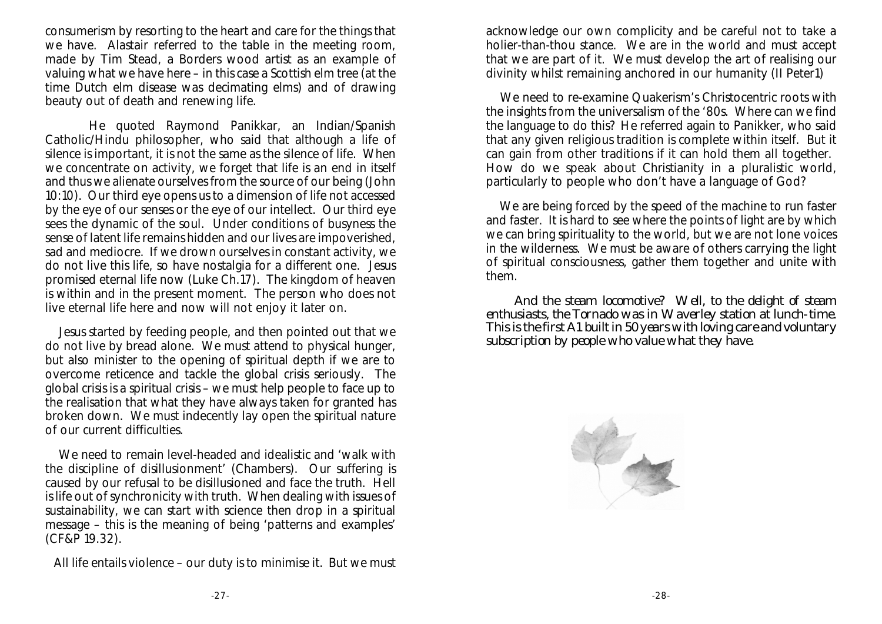consumerism by resorting to the heart and care for the things that we have. Alastair referred to the table in the meeting room, made by Tim Stead, a Borders wood artist as an example of valuing what we have here – in this case a Scottish elm tree (at the time Dutch elm disease was decimating elms) and of drawing beauty out of death and renewing life.

He quoted Raymond Panikkar, an Indian/Spanish Catholic/Hindu philosopher, who said that although a life of silence is important, it is not the same as the silence of life. When we concentrate on activity, we forget that life is an end in itself and thus we alienate ourselves from the source of our being (John 10:10). Our third eye opens us to a dimension of life not accessed by the eye of our senses or the eye of our intellect. Our third eye sees the dynamic of the soul. Under conditions of busyness the sense of latent life remains hidden and our lives are impoverished, sad and mediocre. If we drown ourselves in constant activity, we do not live this life, so have nostalgia for a different one. Jesus promised eternal life now (Luke Ch.17). The kingdom of heaven is within and in the present moment. The person who does not live eternal life here and now will not enjoy it later on.

Jesus started by feeding people, and then pointed out that we do not live by bread alone. We must attend to physical hunger, but also minister to the opening of spiritual depth if we are to overcome reticence and tackle the global crisis seriously. The global crisis is a spiritual crisis – we must help people to face up to the realisation that what they have always taken for granted has broken down. We must indecently lay open the spiritual nature of our current difficulties.

We need to remain level-headed and idealistic and 'walk with the discipline of disillusionment' (Chambers). Our suffering is caused by our refusal to be disillusioned and face the truth. Hell is life out of synchronicity with truth. When dealing with issues of sustainability, we can start with science then drop in a spiritual message – this is the meaning of being 'patterns and examples' (CF&P 19.32).

All life entails violence – our duty is to minimise it. But we must acknowledge our own complicity and be careful not to take a holier-than-thou stance. We are in the world and must accept that we are part of it. We must develop the art of realising our divinity whilst remaining anchored in our humanity (II Peter1)

We need to re-examine Quakerism's Christocentric roots with the insights from the universalism of the '80s. Where can we find the language to do this? He referred again to Panikker, who said that any given religious tradition is complete within itself. But it can gain from other traditions if it can hold them all together. How do we speak about Christianity in a pluralistic world, particularly to people who don't have a language of God?

We are being forced by the speed of the machine to run faster and faster. It is hard to see where the points of light are by which we can bring spirituality to the world, but we are not lone voices in the wilderness. We must be aware of others carrying the light of spiritual consciousness, gather them together and unite with them.

*And the steam locomotive? Well, to the delight of steam enthusiasts, the Tornado was in Waverley station at lunch-time. This is the first A1 built in 50 years with loving care and voluntary subscription by people who value what they have.*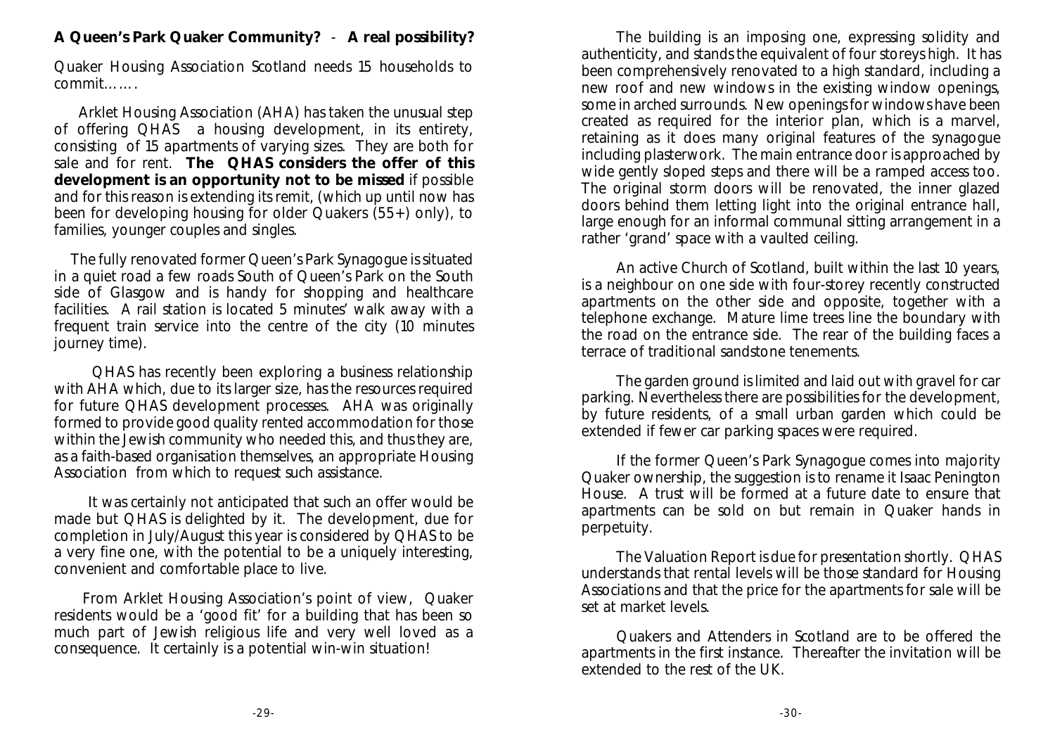**A Queen's Park Quaker Community? - A real possibility?**

Quaker Housing Association Scotland needs 15 households to commit…….

Arklet Housing Association (AHA) has taken the unusual step of offering QHAS a housing development, in its entirety, consisting of 15 apartments of varying sizes. They are both for sale and for rent. **The QHAS considers the offer of this development is an opportunity not to be missed** if possible and for this reason is extending its remit, (which up until now has been for developing housing for older Quakers (55+) only), to families, younger couples and singles.

The fully renovated former Queen's Park Synagogue is situated in a quiet road a few roads South of Queen's Park on the South side of Glasgow and is handy for shopping and healthcare facilities. A rail station is located 5 minutes' walk away with a frequent train service into the centre of the city (10 minutes journey time).

QHAS has recently been exploring a business relationship with AHA which, due to its larger size, has the resources required for future QHAS development processes. AHA was originally formed to provide good quality rented accommodation for those within the Jewish community who needed this, and thus they are, as a faith-based organisation themselves, an appropriate Housing Association from which to request such assistance.

It was certainly not anticipated that such an offer would be made but QHAS is delighted by it. The development, due for completion in July/August this year is considered by QHAS to be a very fine one, with the potential to be a uniquely interesting, convenient and comfortable place to live.

From Arklet Housing Association's point of view, Quaker residents would be a 'good fit' for a building that has been so much part of Jewish religious life and very well loved as a consequence. It certainly is a potential win-win situation!

The building is an imposing one, expressing solidity and authenticity, and stands the equivalent of four storeys high. It has been comprehensively renovated to a high standard, including a new roof and new windows in the existing window openings, some in arched surrounds. New openings for windows have been created as required for the interior plan, which is a marvel, retaining as it does many original features of the synagogue including plasterwork. The main entrance door is approached by wide gently sloped steps and there will be a ramped access too. The original storm doors will be renovated, the inner glazed doors behind them letting light into the original entrance hall, large enough for an informal communal sitting arrangement in a rather 'grand' space with a vaulted ceiling.

An active Church of Scotland, built within the last 10 years, is a neighbour on one side with four-storey recently constructed apartments on the other side and opposite, together with a telephone exchange. Mature lime trees line the boundary with the road on the entrance side. The rear of the building faces a terrace of traditional sandstone tenements.

The garden ground is limited and laid out with gravel for car parking. Nevertheless there are possibilities for the development, by future residents, of a small urban garden which could be extended if fewer car parking spaces were required.

If the former Queen's Park Synagogue comes into majority Quaker ownership, the suggestion is to rename it Isaac Penington House. A trust will be formed at a future date to ensure that apartments can be sold on but remain in Quaker hands in perpetuity.

The Valuation Report is due for presentation shortly. QHAS understands that rental levels will be those standard for Housing Associations and that the price for the apartments for sale will be set at market levels.

Quakers and Attenders in Scotland are to be offered the apartments in the first instance. Thereafter the invitation will be extended to the rest of the UK.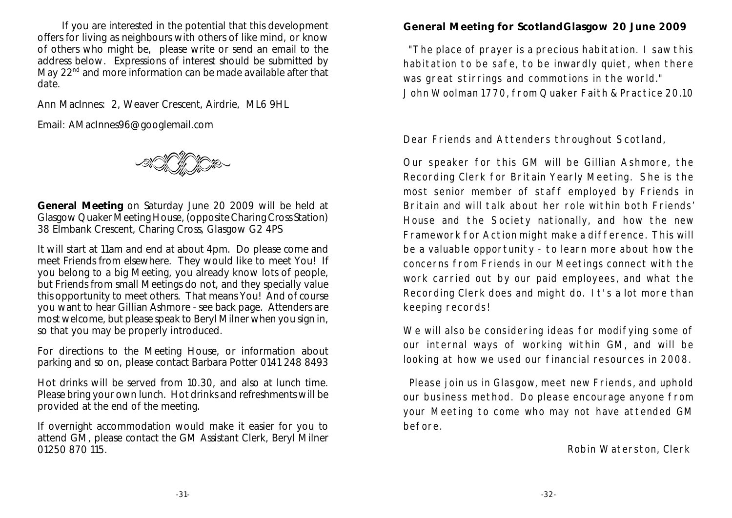If you are interested in the potential that this development offers for living as neighbours with others of like mind, or know of others who might be, please write or send an email to the address below. Expressions of interest should be submitted by May 22nd and more information can be made available after that date.

Ann MacInnes: 2, Weaver Crescent, Airdrie, ML6 9HL

Email: AMacInnes96@googlemail.com

**General Meeting** on Saturday June 20 2009 will be held at Glasgow Quaker Meeting House, (opposite Charing Cross Station) 38 Elmbank Crescent, Charing Cross, Glasgow G2 4PS

It will start at 11am and end at about 4pm. Do please come and meet Friends from elsewhere. They would like to meet You! If you belong to a big Meeting, you already know lots of people, but Friends from small Meetings do not, and they specially value this opportunity to meet others. That means You! And of course you want to hear Gillian Ashmore - see back page. Attenders are most welcome, but please speak to Beryl Milner when you sign in, so that you may be properly introduced.

For directions to the Meeting House, or information about parking and so on, please contact Barbara Potter 0141 248 8493

Hot drinks will be served from 10.30, and also at lunch time. Please bring your own lunch. Hot drinks and refreshments will be provided at the end of the meeting.

If overnight accommodation would make it easier for you to attend GM, please contact the GM Assistant Clerk, Beryl Milner 01250 870 115.

**General Meeting for Scotland Glasgow 20 June 2009**

"The place of prayer is a precious habitation. I saw this habitation to be safe, to be inwardly quiet, when there was great stirrings and commotions in the world."
John Woolman 1770, from Quaker Faith & Practice 20.10

Dear Friends and Attenders throughout Scotland,

Our speaker for this GM will be Gillian Ashmore, the Recording Clerk for Britain Yearly Meeting. She is the most senior member of staff employed by Friends in Britain and will talk about her role within both Friends' House and the Society nationally, and how the new Framework for Action might make a difference. This will be a valuable opportunity - to learn more about how the concerns from Friends in our Meetings connect with the work carried out by our paid employees, and what the Recording Clerk does and might do. It's a lot more than keeping records!

We will also be considering ideas for modifying some of our internal ways of working within GM, and will be looking at how we used our financial resources in 2008.

Please join us in Glasgow, meet new Friends, and uphold our business method. Do please encourage anyone from your Meeting to come who may not have attended GM before.

Robin Waterston, Clerk